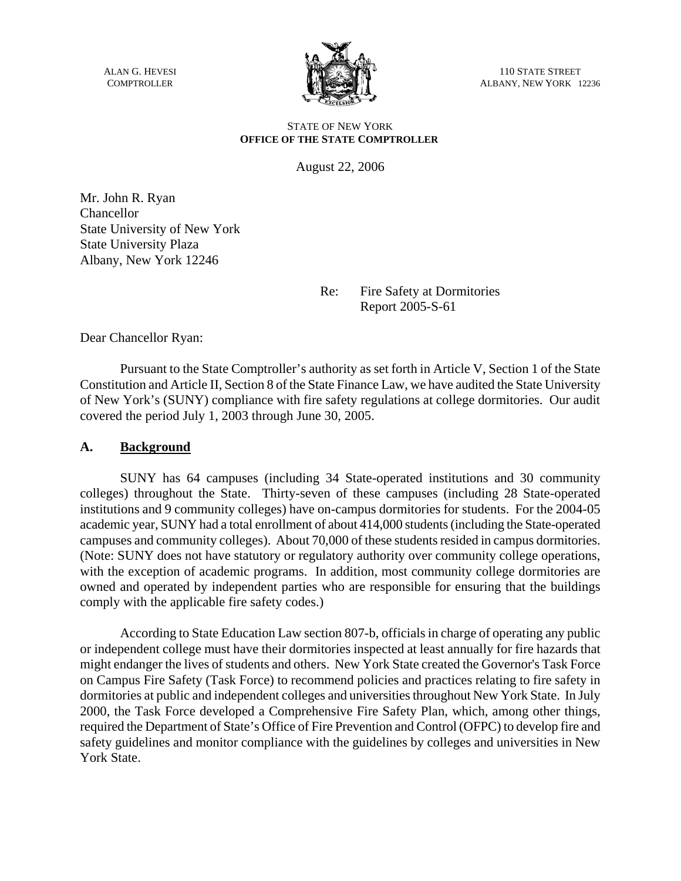ALAN G. HEVESI
COMPTROLLER

110 STATE STREET
ALBANY, NEW YORK 12236

STATE OF NEW YORK
**OFFICE OF THE STATE COMPTROLLER**

August 22, 2006

Mr. John R. Ryan
Chancellor
State University of New York
State University Plaza
Albany, New York 12246

Re: Fire Safety at Dormitories
Report 2005-S-61

Dear Chancellor Ryan:

Pursuant to the State Comptroller's authority as set forth in Article V, Section 1 of the State Constitution and Article II, Section 8 of the State Finance Law, we have audited the State University of New York's (SUNY) compliance with fire safety regulations at college dormitories. Our audit covered the period July 1, 2003 through June 30, 2005.

## A. Background

SUNY has 64 campuses (including 34 State-operated institutions and 30 community colleges) throughout the State. Thirty-seven of these campuses (including 28 State-operated institutions and 9 community colleges) have on-campus dormitories for students. For the 2004-05 academic year, SUNY had a total enrollment of about 414,000 students (including the State-operated campuses and community colleges). About 70,000 of these students resided in campus dormitories. (Note: SUNY does not have statutory or regulatory authority over community college operations, with the exception of academic programs. In addition, most community college dormitories are owned and operated by independent parties who are responsible for ensuring that the buildings comply with the applicable fire safety codes.)

According to State Education Law section 807-b, officials in charge of operating any public or independent college must have their dormitories inspected at least annually for fire hazards that might endanger the lives of students and others. New York State created the Governor's Task Force on Campus Fire Safety (Task Force) to recommend policies and practices relating to fire safety in dormitories at public and independent colleges and universities throughout New York State. In July 2000, the Task Force developed a Comprehensive Fire Safety Plan, which, among other things, required the Department of State's Office of Fire Prevention and Control (OFPC) to develop fire and safety guidelines and monitor compliance with the guidelines by colleges and universities in New York State.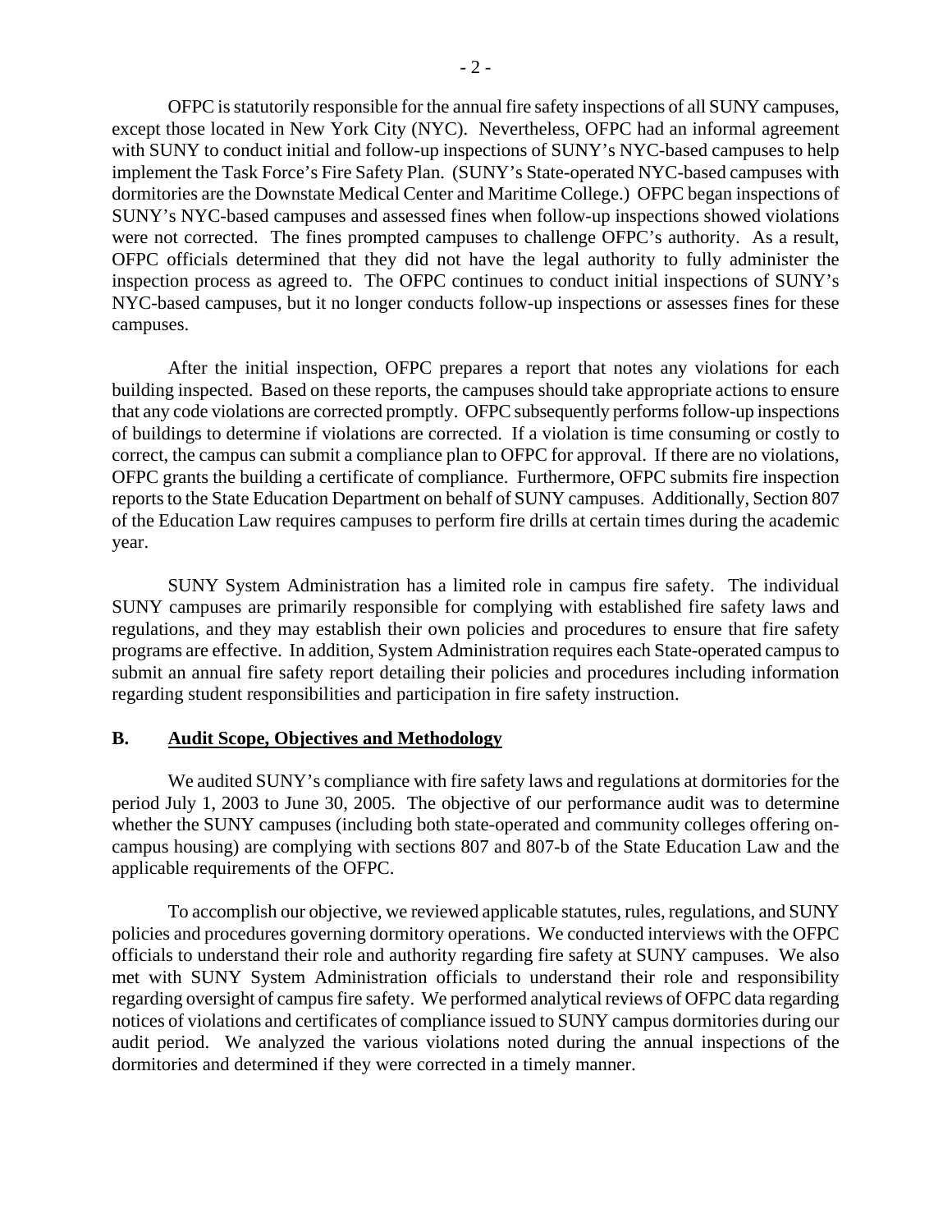OFPC is statutorily responsible for the annual fire safety inspections of all SUNY campuses, except those located in New York City (NYC). Nevertheless, OFPC had an informal agreement with SUNY to conduct initial and follow-up inspections of SUNY's NYC-based campuses to help implement the Task Force's Fire Safety Plan. (SUNY's State-operated NYC-based campuses with dormitories are the Downstate Medical Center and Maritime College.) OFPC began inspections of SUNY's NYC-based campuses and assessed fines when follow-up inspections showed violations were not corrected. The fines prompted campuses to challenge OFPC's authority. As a result, OFPC officials determined that they did not have the legal authority to fully administer the inspection process as agreed to. The OFPC continues to conduct initial inspections of SUNY's NYC-based campuses, but it no longer conducts follow-up inspections or assesses fines for these campuses.

After the initial inspection, OFPC prepares a report that notes any violations for each building inspected. Based on these reports, the campuses should take appropriate actions to ensure that any code violations are corrected promptly. OFPC subsequently performs follow-up inspections of buildings to determine if violations are corrected. If a violation is time consuming or costly to correct, the campus can submit a compliance plan to OFPC for approval. If there are no violations, OFPC grants the building a certificate of compliance. Furthermore, OFPC submits fire inspection reports to the State Education Department on behalf of SUNY campuses. Additionally, Section 807 of the Education Law requires campuses to perform fire drills at certain times during the academic year.

SUNY System Administration has a limited role in campus fire safety. The individual SUNY campuses are primarily responsible for complying with established fire safety laws and regulations, and they may establish their own policies and procedures to ensure that fire safety programs are effective. In addition, System Administration requires each State-operated campus to submit an annual fire safety report detailing their policies and procedures including information regarding student responsibilities and participation in fire safety instruction.

## B. Audit Scope, Objectives and Methodology

We audited SUNY's compliance with fire safety laws and regulations at dormitories for the period July 1, 2003 to June 30, 2005. The objective of our performance audit was to determine whether the SUNY campuses (including both state-operated and community colleges offering on-campus housing) are complying with sections 807 and 807-b of the State Education Law and the applicable requirements of the OFPC.

To accomplish our objective, we reviewed applicable statutes, rules, regulations, and SUNY policies and procedures governing dormitory operations. We conducted interviews with the OFPC officials to understand their role and authority regarding fire safety at SUNY campuses. We also met with SUNY System Administration officials to understand their role and responsibility regarding oversight of campus fire safety. We performed analytical reviews of OFPC data regarding notices of violations and certificates of compliance issued to SUNY campus dormitories during our audit period. We analyzed the various violations noted during the annual inspections of the dormitories and determined if they were corrected in a timely manner.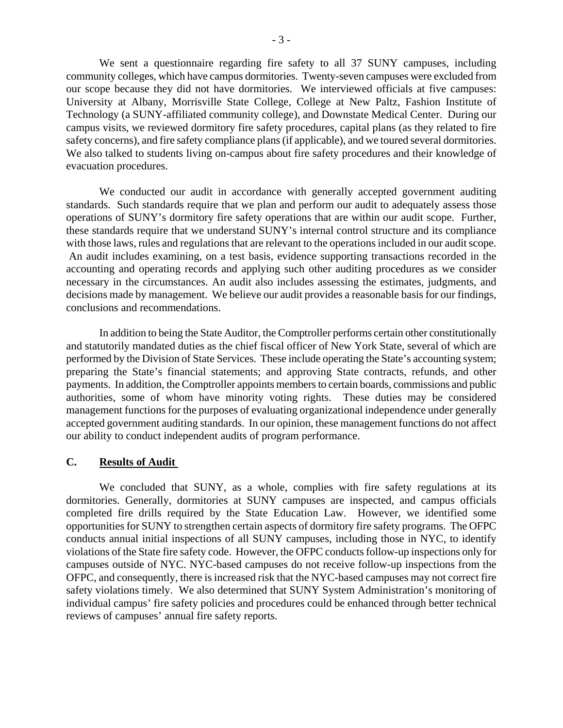We sent a questionnaire regarding fire safety to all 37 SUNY campuses, including community colleges, which have campus dormitories. Twenty-seven campuses were excluded from our scope because they did not have dormitories. We interviewed officials at five campuses: University at Albany, Morrisville State College, College at New Paltz, Fashion Institute of Technology (a SUNY-affiliated community college), and Downstate Medical Center. During our campus visits, we reviewed dormitory fire safety procedures, capital plans (as they related to fire safety concerns), and fire safety compliance plans (if applicable), and we toured several dormitories. We also talked to students living on-campus about fire safety procedures and their knowledge of evacuation procedures.

We conducted our audit in accordance with generally accepted government auditing standards. Such standards require that we plan and perform our audit to adequately assess those operations of SUNY's dormitory fire safety operations that are within our audit scope. Further, these standards require that we understand SUNY's internal control structure and its compliance with those laws, rules and regulations that are relevant to the operations included in our audit scope. An audit includes examining, on a test basis, evidence supporting transactions recorded in the accounting and operating records and applying such other auditing procedures as we consider necessary in the circumstances. An audit also includes assessing the estimates, judgments, and decisions made by management. We believe our audit provides a reasonable basis for our findings, conclusions and recommendations.

In addition to being the State Auditor, the Comptroller performs certain other constitutionally and statutorily mandated duties as the chief fiscal officer of New York State, several of which are performed by the Division of State Services. These include operating the State's accounting system; preparing the State's financial statements; and approving State contracts, refunds, and other payments. In addition, the Comptroller appoints members to certain boards, commissions and public authorities, some of whom have minority voting rights. These duties may be considered management functions for the purposes of evaluating organizational independence under generally accepted government auditing standards. In our opinion, these management functions do not affect our ability to conduct independent audits of program performance.

## C. Results of Audit

We concluded that SUNY, as a whole, complies with fire safety regulations at its dormitories. Generally, dormitories at SUNY campuses are inspected, and campus officials completed fire drills required by the State Education Law. However, we identified some opportunities for SUNY to strengthen certain aspects of dormitory fire safety programs. The OFPC conducts annual initial inspections of all SUNY campuses, including those in NYC, to identify violations of the State fire safety code. However, the OFPC conducts follow-up inspections only for campuses outside of NYC. NYC-based campuses do not receive follow-up inspections from the OFPC, and consequently, there is increased risk that the NYC-based campuses may not correct fire safety violations timely. We also determined that SUNY System Administration's monitoring of individual campus' fire safety policies and procedures could be enhanced through better technical reviews of campuses' annual fire safety reports.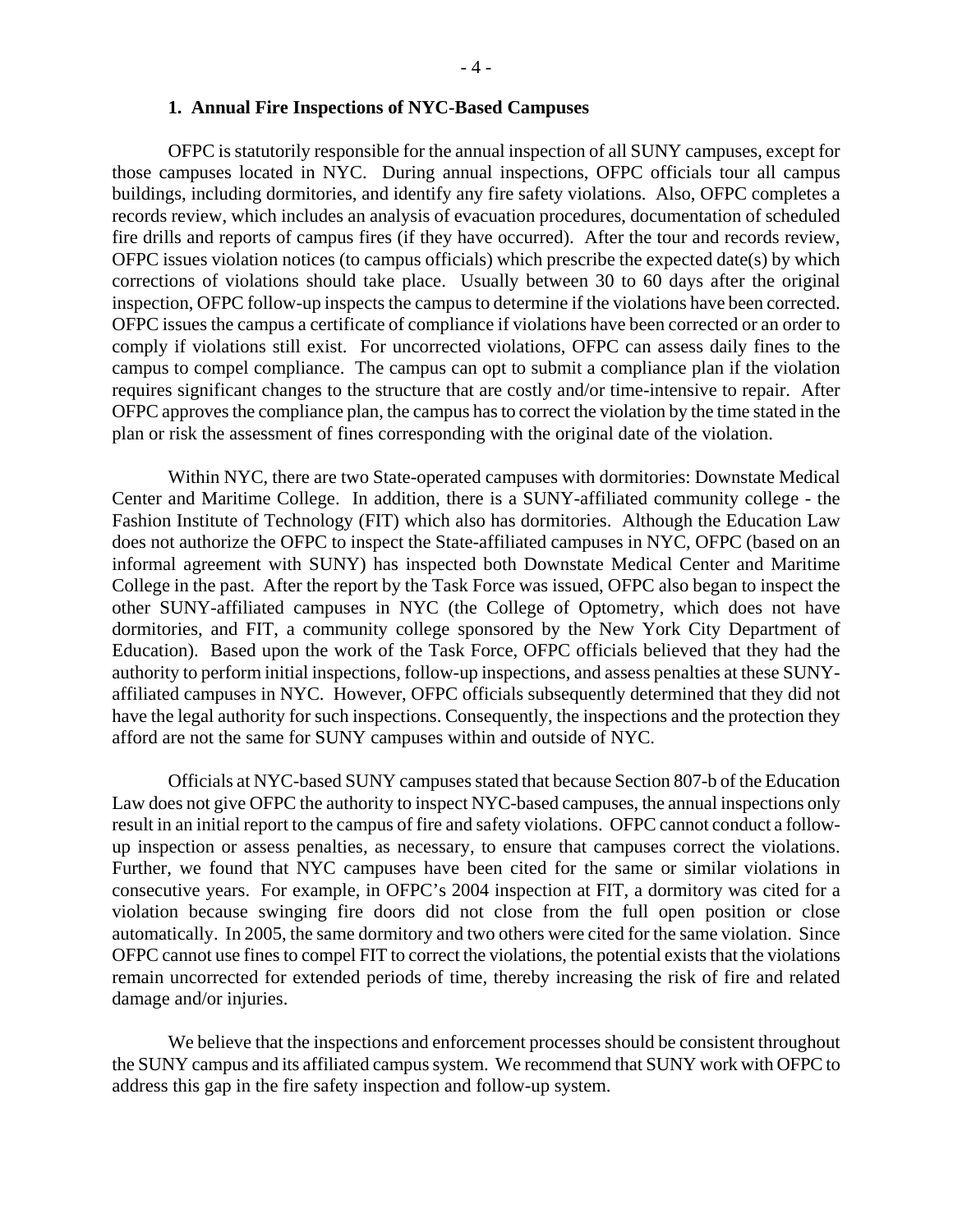### 1. Annual Fire Inspections of NYC-Based Campuses

OFPC is statutorily responsible for the annual inspection of all SUNY campuses, except for those campuses located in NYC. During annual inspections, OFPC officials tour all campus buildings, including dormitories, and identify any fire safety violations. Also, OFPC completes a records review, which includes an analysis of evacuation procedures, documentation of scheduled fire drills and reports of campus fires (if they have occurred). After the tour and records review, OFPC issues violation notices (to campus officials) which prescribe the expected date(s) by which corrections of violations should take place. Usually between 30 to 60 days after the original inspection, OFPC follow-up inspects the campus to determine if the violations have been corrected. OFPC issues the campus a certificate of compliance if violations have been corrected or an order to comply if violations still exist. For uncorrected violations, OFPC can assess daily fines to the campus to compel compliance. The campus can opt to submit a compliance plan if the violation requires significant changes to the structure that are costly and/or time-intensive to repair. After OFPC approves the compliance plan, the campus has to correct the violation by the time stated in the plan or risk the assessment of fines corresponding with the original date of the violation.

Within NYC, there are two State-operated campuses with dormitories: Downstate Medical Center and Maritime College. In addition, there is a SUNY-affiliated community college - the Fashion Institute of Technology (FIT) which also has dormitories. Although the Education Law does not authorize the OFPC to inspect the State-affiliated campuses in NYC, OFPC (based on an informal agreement with SUNY) has inspected both Downstate Medical Center and Maritime College in the past. After the report by the Task Force was issued, OFPC also began to inspect the other SUNY-affiliated campuses in NYC (the College of Optometry, which does not have dormitories, and FIT, a community college sponsored by the New York City Department of Education). Based upon the work of the Task Force, OFPC officials believed that they had the authority to perform initial inspections, follow-up inspections, and assess penalties at these SUNY-affiliated campuses in NYC. However, OFPC officials subsequently determined that they did not have the legal authority for such inspections. Consequently, the inspections and the protection they afford are not the same for SUNY campuses within and outside of NYC.

Officials at NYC-based SUNY campuses stated that because Section 807-b of the Education Law does not give OFPC the authority to inspect NYC-based campuses, the annual inspections only result in an initial report to the campus of fire and safety violations. OFPC cannot conduct a follow-up inspection or assess penalties, as necessary, to ensure that campuses correct the violations. Further, we found that NYC campuses have been cited for the same or similar violations in consecutive years. For example, in OFPC's 2004 inspection at FIT, a dormitory was cited for a violation because swinging fire doors did not close from the full open position or close automatically. In 2005, the same dormitory and two others were cited for the same violation. Since OFPC cannot use fines to compel FIT to correct the violations, the potential exists that the violations remain uncorrected for extended periods of time, thereby increasing the risk of fire and related damage and/or injuries.

We believe that the inspections and enforcement processes should be consistent throughout the SUNY campus and its affiliated campus system. We recommend that SUNY work with OFPC to address this gap in the fire safety inspection and follow-up system.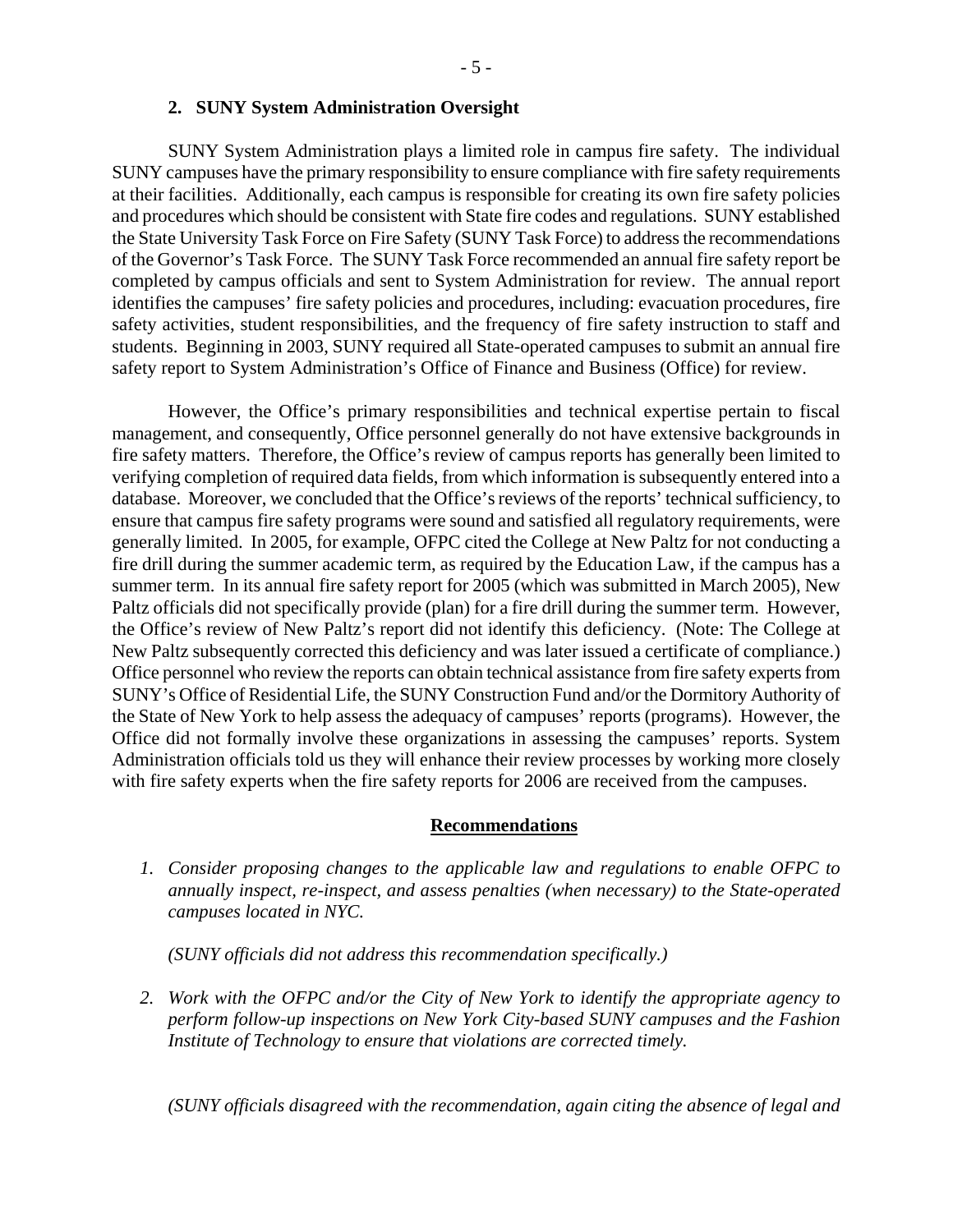### 2. SUNY System Administration Oversight

SUNY System Administration plays a limited role in campus fire safety. The individual SUNY campuses have the primary responsibility to ensure compliance with fire safety requirements at their facilities. Additionally, each campus is responsible for creating its own fire safety policies and procedures which should be consistent with State fire codes and regulations. SUNY established the State University Task Force on Fire Safety (SUNY Task Force) to address the recommendations of the Governor's Task Force. The SUNY Task Force recommended an annual fire safety report be completed by campus officials and sent to System Administration for review. The annual report identifies the campuses' fire safety policies and procedures, including: evacuation procedures, fire safety activities, student responsibilities, and the frequency of fire safety instruction to staff and students. Beginning in 2003, SUNY required all State-operated campuses to submit an annual fire safety report to System Administration's Office of Finance and Business (Office) for review.

However, the Office's primary responsibilities and technical expertise pertain to fiscal management, and consequently, Office personnel generally do not have extensive backgrounds in fire safety matters. Therefore, the Office's review of campus reports has generally been limited to verifying completion of required data fields, from which information is subsequently entered into a database. Moreover, we concluded that the Office's reviews of the reports' technical sufficiency, to ensure that campus fire safety programs were sound and satisfied all regulatory requirements, were generally limited. In 2005, for example, OFPC cited the College at New Paltz for not conducting a fire drill during the summer academic term, as required by the Education Law, if the campus has a summer term. In its annual fire safety report for 2005 (which was submitted in March 2005), New Paltz officials did not specifically provide (plan) for a fire drill during the summer term. However, the Office's review of New Paltz's report did not identify this deficiency. (Note: The College at New Paltz subsequently corrected this deficiency and was later issued a certificate of compliance.) Office personnel who review the reports can obtain technical assistance from fire safety experts from SUNY's Office of Residential Life, the SUNY Construction Fund and/or the Dormitory Authority of the State of New York to help assess the adequacy of campuses' reports (programs). However, the Office did not formally involve these organizations in assessing the campuses' reports. System Administration officials told us they will enhance their review processes by working more closely with fire safety experts when the fire safety reports for 2006 are received from the campuses.

**Recommendations**

1. *Consider proposing changes to the applicable law and regulations to enable OFPC to annually inspect, re-inspect, and assess penalties (when necessary) to the State-operated campuses located in NYC.*

   *(SUNY officials did not address this recommendation specifically.)*

2. *Work with the OFPC and/or the City of New York to identify the appropriate agency to perform follow-up inspections on New York City-based SUNY campuses and the Fashion Institute of Technology to ensure that violations are corrected timely.*

   *(SUNY officials disagreed with the recommendation, again citing the absence of legal and*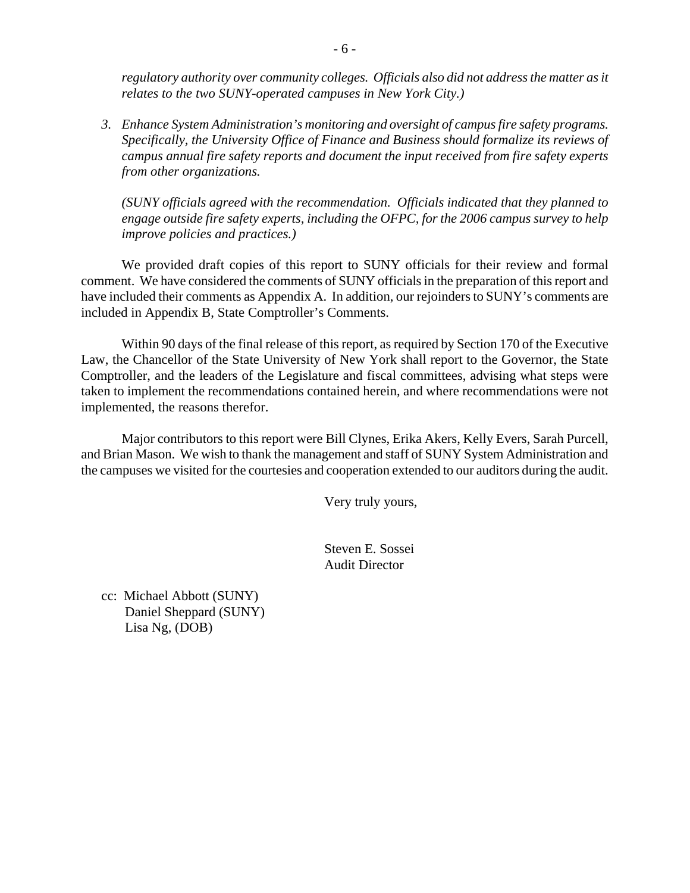*regulatory authority over community colleges. Officials also did not address the matter as it relates to the two SUNY-operated campuses in New York City.)*

3. *Enhance System Administration's monitoring and oversight of campus fire safety programs. Specifically, the University Office of Finance and Business should formalize its reviews of campus annual fire safety reports and document the input received from fire safety experts from other organizations.*

   *(SUNY officials agreed with the recommendation. Officials indicated that they planned to engage outside fire safety experts, including the OFPC, for the 2006 campus survey to help improve policies and practices.)*

We provided draft copies of this report to SUNY officials for their review and formal comment. We have considered the comments of SUNY officials in the preparation of this report and have included their comments as Appendix A. In addition, our rejoinders to SUNY's comments are included in Appendix B, State Comptroller's Comments.

Within 90 days of the final release of this report, as required by Section 170 of the Executive Law, the Chancellor of the State University of New York shall report to the Governor, the State Comptroller, and the leaders of the Legislature and fiscal committees, advising what steps were taken to implement the recommendations contained herein, and where recommendations were not implemented, the reasons therefor.

Major contributors to this report were Bill Clynes, Erika Akers, Kelly Evers, Sarah Purcell, and Brian Mason. We wish to thank the management and staff of SUNY System Administration and the campuses we visited for the courtesies and cooperation extended to our auditors during the audit.

Very truly yours,

Steven E. Sossei
Audit Director

cc: Michael Abbott (SUNY)
Daniel Sheppard (SUNY)
Lisa Ng, (DOB)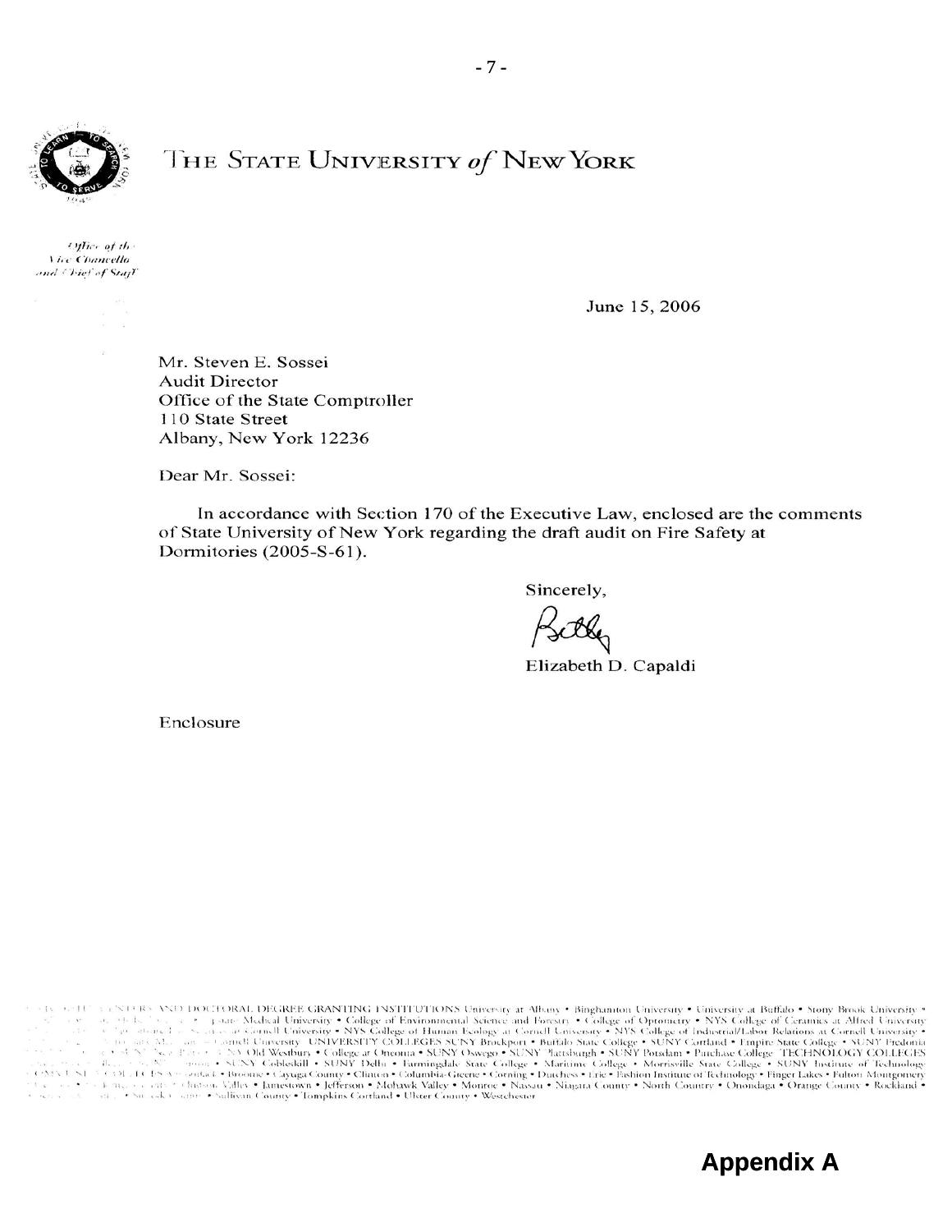# THE STATE UNIVERSITY *of* NEW YORK

*Office of the Vice Chancellor and Chief of Staff*

June 15, 2006

Mr. Steven E. Sossei
Audit Director
Office of the State Comptroller
110 State Street
Albany, New York 12236

Dear Mr. Sossei:

In accordance with Section 170 of the Executive Law, enclosed are the comments of State University of New York regarding the draft audit on Fire Safety at Dormitories (2005-S-61).

Sincerely,

Elizabeth D. Capaldi

Enclosure

UNIVERSITY CENTERS AND DOCTORAL DEGREE GRANTING INSTITUTIONS University at Albany • Binghamton University • University at Buffalo • Stony Brook University • Upstate Medical University • College of Environmental Science and Forestry • College of Optometry • NYS College of Ceramics at Alfred University • Cornell University • NYS College of Human Ecology at Cornell University • NYS College of Industrial/Labor Relations at Cornell University • Cornell University UNIVERSITY COLLEGES SUNY Brockport • Buffalo State College • SUNY Cortland • Empire State College • SUNY Fredonia • SUNY New Paltz • SUNY Old Westbury • College at Oneonta • SUNY Oswego • SUNY Plattsburgh • SUNY Potsdam • Purchase College TECHNOLOGY COLLEGES • SUNY Cobleskill • SUNY Delhi • Farmingdale State College • Maritime College • Morrisville State College • SUNY Institute of Technology COMMUNITY COLLEGES • Broome • Cayuga County • Clinton • Columbia-Greene • Corning • Dutchess • Erie • Fashion Institute of Technology • Finger Lakes • Fulton Montgomery • Hudson Valley • Jamestown • Jefferson • Mohawk Valley • Monroe • Nassau • Niagara County • North Country • Onondaga • Orange County • Rockland • Suffolk County • Sullivan County • Tompkins Cortland • Ulster County • Westchester

**Appendix A**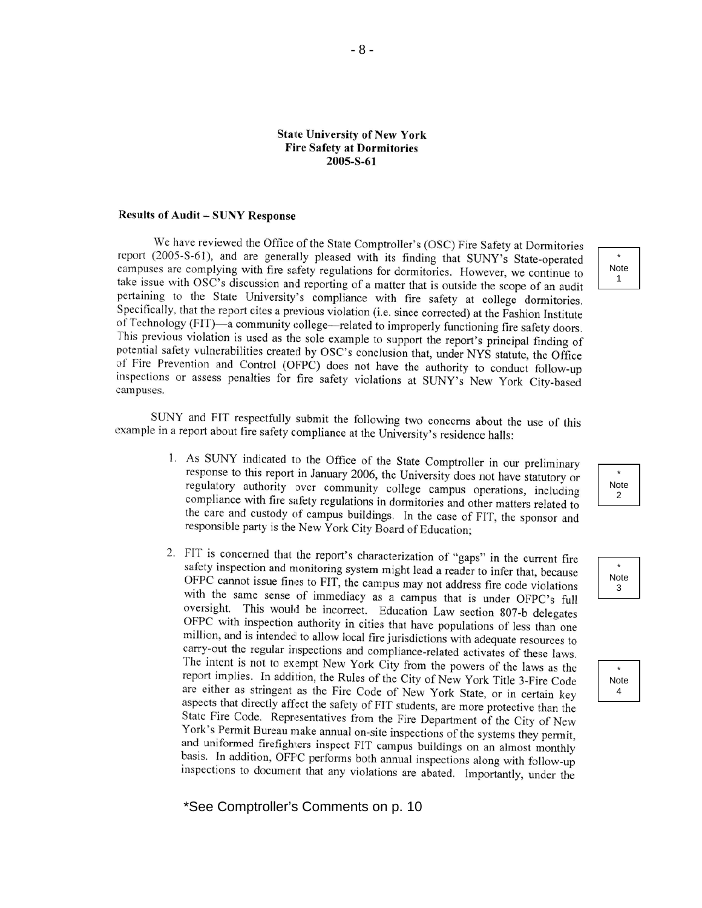**State University of New York**
**Fire Safety at Dormitories**
**2005-S-61**

**Results of Audit – SUNY Response**

We have reviewed the Office of the State Comptroller's (OSC) Fire Safety at Dormitories report (2005-S-61), and are generally pleased with its finding that SUNY's State-operated campuses are complying with fire safety regulations for dormitories. However, we continue to take issue with OSC's discussion and reporting of a matter that is outside the scope of an audit pertaining to the State University's compliance with fire safety at college dormitories. Specifically, that the report cites a previous violation (i.e. since corrected) at the Fashion Institute of Technology (FIT)—a community college—related to improperly functioning fire safety doors. This previous violation is used as the sole example to support the report's principal finding of potential safety vulnerabilities created by OSC's conclusion that, under NYS statute, the Office of Fire Prevention and Control (OFPC) does not have the authority to conduct follow-up inspections or assess penalties for fire safety violations at SUNY's New York City-based campuses. *Note 1

SUNY and FIT respectfully submit the following two concerns about the use of this example in a report about fire safety compliance at the University's residence halls:

1. As SUNY indicated to the Office of the State Comptroller in our preliminary response to this report in January 2006, the University does not have statutory or regulatory authority over community college campus operations, including compliance with fire safety regulations in dormitories and other matters related to the care and custody of campus buildings. In the case of FIT, the sponsor and responsible party is the New York City Board of Education; *Note 2

2. FIT is concerned that the report's characterization of "gaps" in the current fire safety inspection and monitoring system might lead a reader to infer that, because OFPC cannot issue fines to FIT, the campus may not address fire code violations with the same sense of immediacy as a campus that is under OFPC's full oversight. This would be incorrect. Education Law section 807-b delegates OFPC with inspection authority in cities that have populations of less than one million, and is intended to allow local fire jurisdictions with adequate resources to carry-out the regular inspections and compliance-related activates of these laws. The intent is not to exempt New York City from the powers of the laws as the report implies. In addition, the Rules of the City of New York Title 3-Fire Code are either as stringent as the Fire Code of New York State, or in certain key aspects that directly affect the safety of FIT students, are more protective than the State Fire Code. Representatives from the Fire Department of the City of New York's Permit Bureau make annual on-site inspections of the systems they permit, and uniformed firefighters inspect FIT campus buildings on an almost monthly basis. In addition, OFPC performs both annual inspections along with follow-up inspections to document that any violations are abated. Importantly, under the *Note 3 *Note 4

*See Comptroller's Comments on p. 10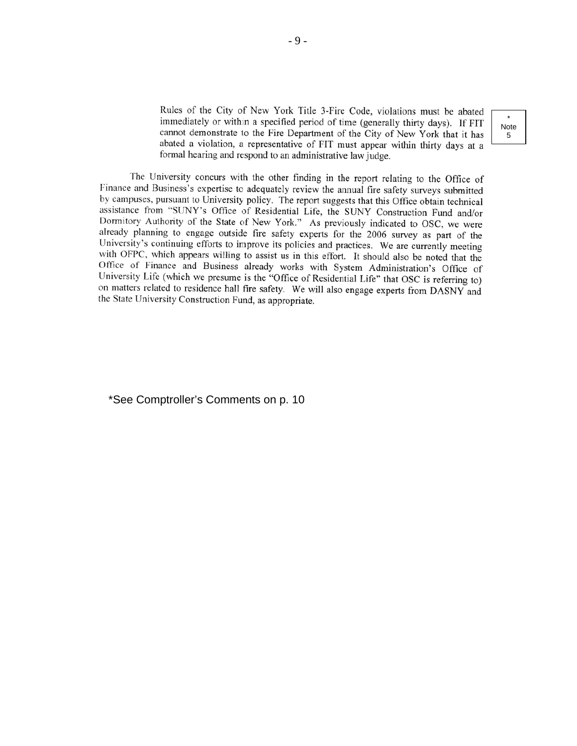Rules of the City of New York Title 3-Fire Code, violations must be abated immediately or within a specified period of time (generally thirty days). If FIT cannot demonstrate to the Fire Department of the City of New York that it has abated a violation, a representative of FIT must appear within thirty days at a formal hearing and respond to an administrative law judge.

\* Note 5

The University concurs with the other finding in the report relating to the Office of Finance and Business's expertise to adequately review the annual fire safety surveys submitted by campuses, pursuant to University policy. The report suggests that this Office obtain technical assistance from "SUNY's Office of Residential Life, the SUNY Construction Fund and/or Dormitory Authority of the State of New York." As previously indicated to OSC, we were already planning to engage outside fire safety experts for the 2006 survey as part of the University's continuing efforts to improve its policies and practices. We are currently meeting with OFPC, which appears willing to assist us in this effort. It should also be noted that the Office of Finance and Business already works with System Administration's Office of University Life (which we presume is the "Office of Residential Life" that OSC is referring to) on matters related to residence hall fire safety. We will also engage experts from DASNY and the State University Construction Fund, as appropriate.

\*See Comptroller's Comments on p. 10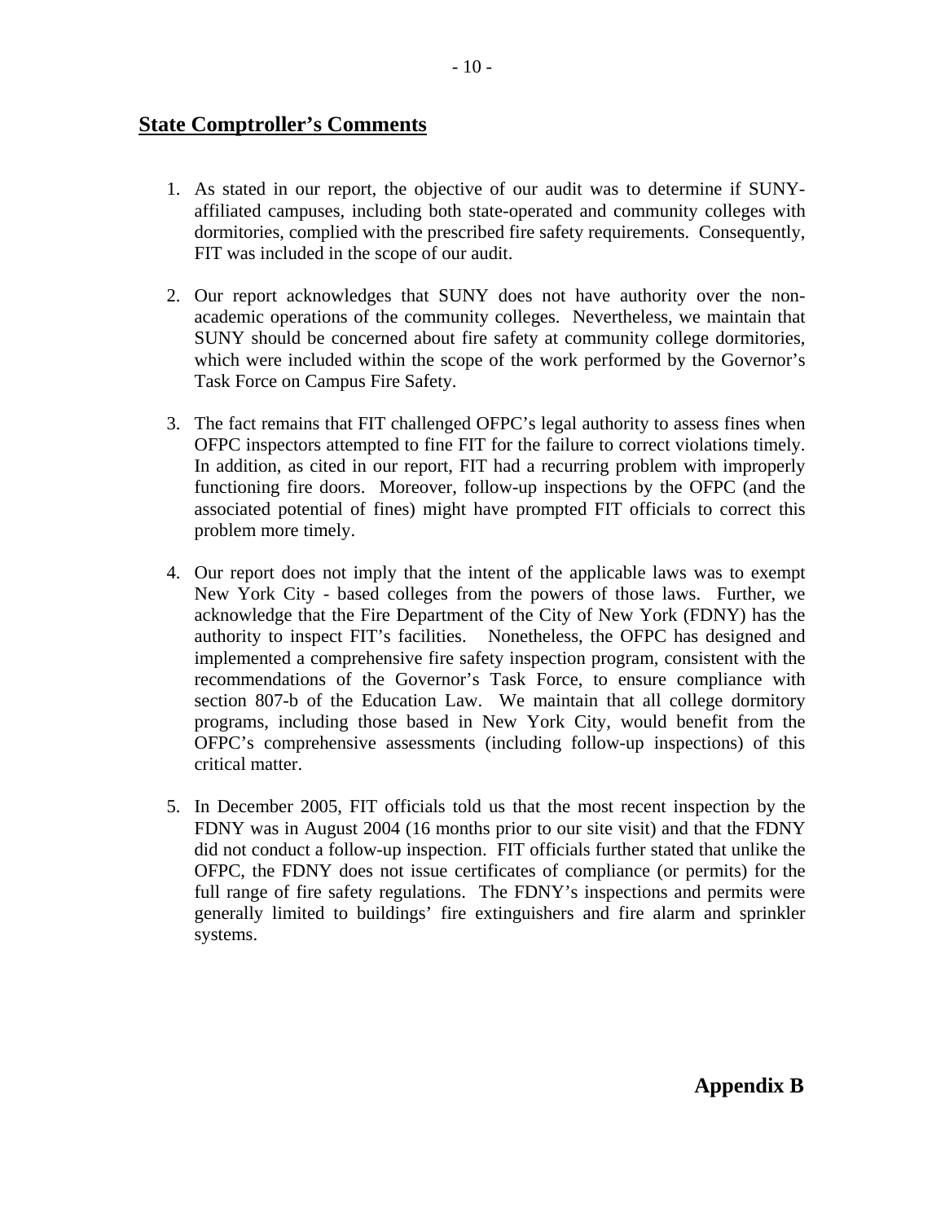## State Comptroller's Comments

1. As stated in our report, the objective of our audit was to determine if SUNY-affiliated campuses, including both state-operated and community colleges with dormitories, complied with the prescribed fire safety requirements. Consequently, FIT was included in the scope of our audit.

2. Our report acknowledges that SUNY does not have authority over the non-academic operations of the community colleges. Nevertheless, we maintain that SUNY should be concerned about fire safety at community college dormitories, which were included within the scope of the work performed by the Governor's Task Force on Campus Fire Safety.

3. The fact remains that FIT challenged OFPC's legal authority to assess fines when OFPC inspectors attempted to fine FIT for the failure to correct violations timely. In addition, as cited in our report, FIT had a recurring problem with improperly functioning fire doors. Moreover, follow-up inspections by the OFPC (and the associated potential of fines) might have prompted FIT officials to correct this problem more timely.

4. Our report does not imply that the intent of the applicable laws was to exempt New York City - based colleges from the powers of those laws. Further, we acknowledge that the Fire Department of the City of New York (FDNY) has the authority to inspect FIT's facilities. Nonetheless, the OFPC has designed and implemented a comprehensive fire safety inspection program, consistent with the recommendations of the Governor's Task Force, to ensure compliance with section 807-b of the Education Law. We maintain that all college dormitory programs, including those based in New York City, would benefit from the OFPC's comprehensive assessments (including follow-up inspections) of this critical matter.

5. In December 2005, FIT officials told us that the most recent inspection by the FDNY was in August 2004 (16 months prior to our site visit) and that the FDNY did not conduct a follow-up inspection. FIT officials further stated that unlike the OFPC, the FDNY does not issue certificates of compliance (or permits) for the full range of fire safety regulations. The FDNY's inspections and permits were generally limited to buildings' fire extinguishers and fire alarm and sprinkler systems.

**Appendix B**